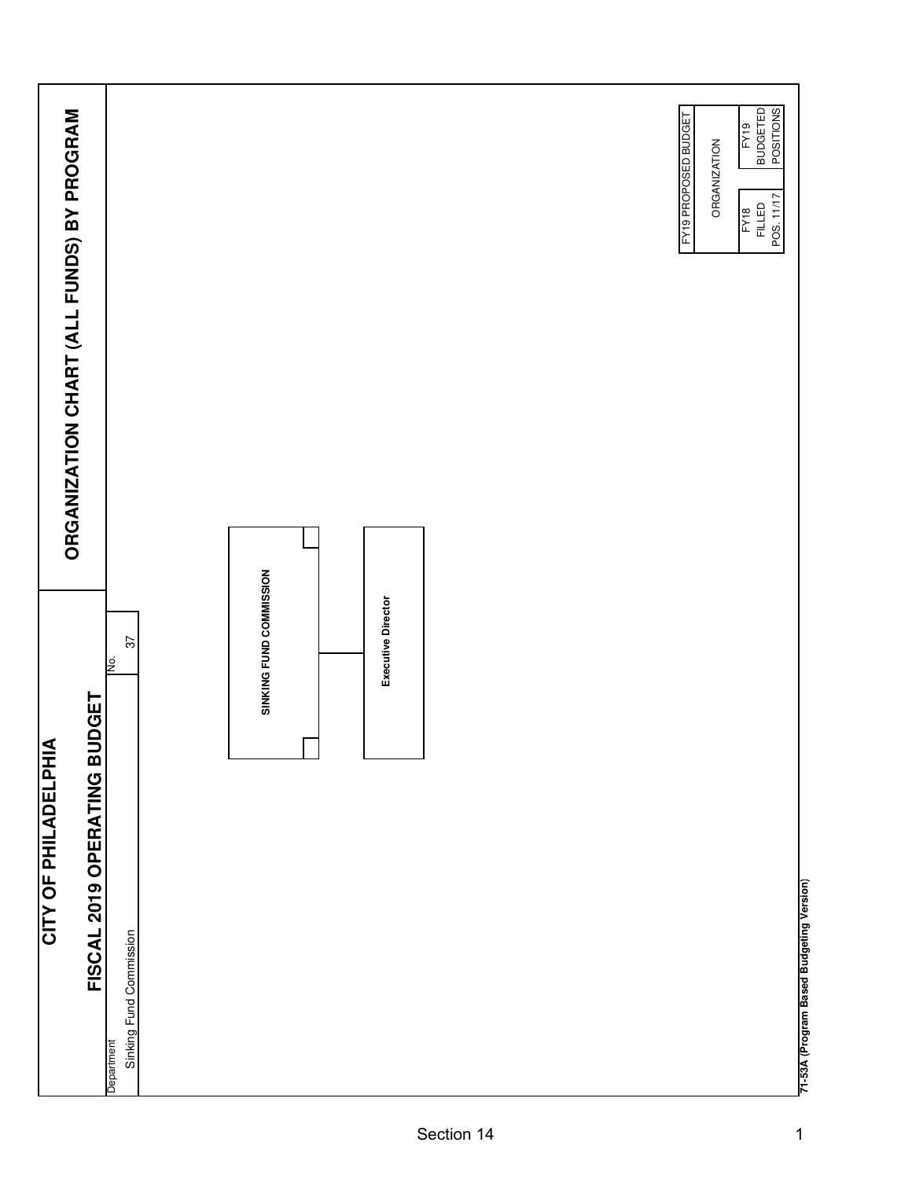# CITY OF PHILADELPHIA

## FISCAL 2019 OPERATING BUDGET

## ORGANIZATION CHART (ALL FUNDS) BY PROGRAM

| Department | No. |
|---|---|
| Sinking Fund Commission | 37 |

**SINKING FUND COMMISSION**

- **Executive Director**

| FY19 PROPOSED BUDGET | |
|---|---|
| ORGANIZATION | |
| FY18 FILLED POS. 11/17 | FY19 BUDGETED POSITIONS |

**71-53A (Program Based Budgeting Version)**

Section 14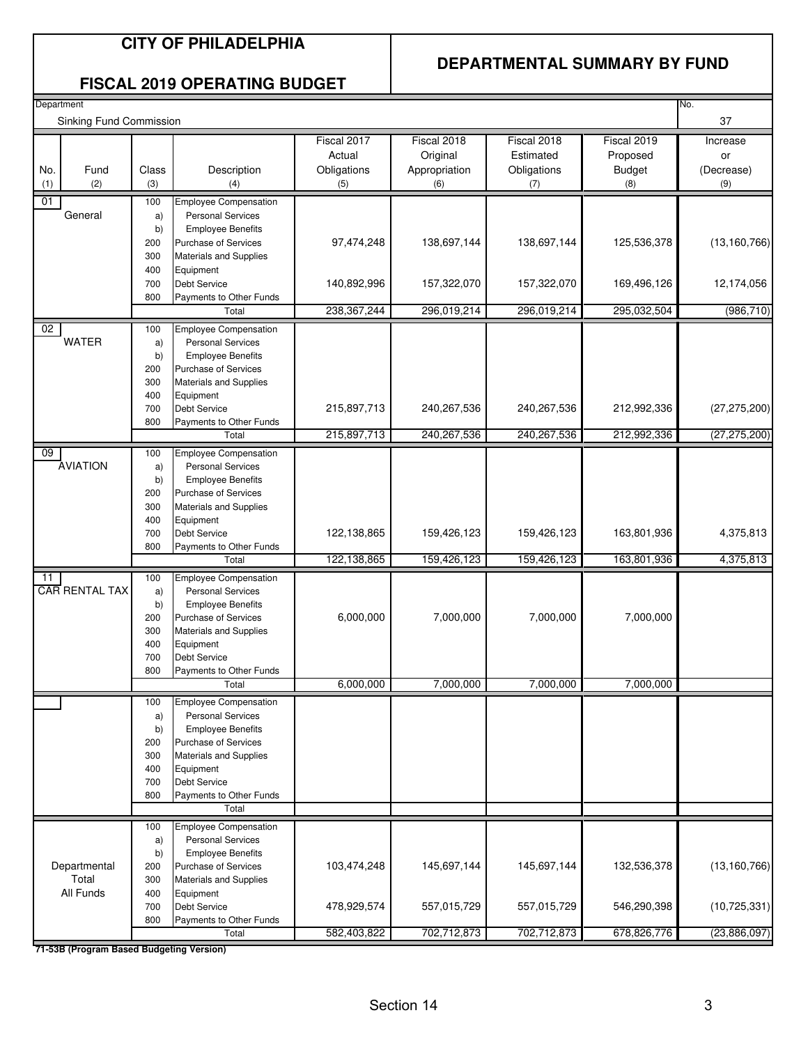# CITY OF PHILADELPHIA

## FISCAL 2019 OPERATING BUDGET

## DEPARTMENTAL SUMMARY BY FUND

Department: Sinking Fund Commission

No. 37

| No. (1) | Fund (2) | Class (3) | Description (4) | Fiscal 2017 Actual Obligations (5) | Fiscal 2018 Original Appropriation (6) | Fiscal 2018 Estimated Obligations (7) | Fiscal 2019 Proposed Budget (8) | Increase or (Decrease) (9) |
|---|---|---|---|---|---|---|---|---|
| 01 | General | 100 | Employee Compensation | | | | | |
| | | a) | Personal Services | | | | | |
| | | b) | Employee Benefits | | | | | |
| | | 200 | Purchase of Services | 97,474,248 | 138,697,144 | 138,697,144 | 125,536,378 | (13,160,766) |
| | | 300 | Materials and Supplies | | | | | |
| | | 400 | Equipment | | | | | |
| | | 700 | Debt Service | 140,892,996 | 157,322,070 | 157,322,070 | 169,496,126 | 12,174,056 |
| | | 800 | Payments to Other Funds | | | | | |
| | | | Total | 238,367,244 | 296,019,214 | 296,019,214 | 295,032,504 | (986,710) |
| 02 | WATER | 100 | Employee Compensation | | | | | |
| | | a) | Personal Services | | | | | |
| | | b) | Employee Benefits | | | | | |
| | | 200 | Purchase of Services | | | | | |
| | | 300 | Materials and Supplies | | | | | |
| | | 400 | Equipment | | | | | |
| | | 700 | Debt Service | 215,897,713 | 240,267,536 | 240,267,536 | 212,992,336 | (27,275,200) |
| | | 800 | Payments to Other Funds | | | | | |
| | | | Total | 215,897,713 | 240,267,536 | 240,267,536 | 212,992,336 | (27,275,200) |
| 09 | AVIATION | 100 | Employee Compensation | | | | | |
| | | a) | Personal Services | | | | | |
| | | b) | Employee Benefits | | | | | |
| | | 200 | Purchase of Services | | | | | |
| | | 300 | Materials and Supplies | | | | | |
| | | 400 | Equipment | | | | | |
| | | 700 | Debt Service | 122,138,865 | 159,426,123 | 159,426,123 | 163,801,936 | 4,375,813 |
| | | 800 | Payments to Other Funds | | | | | |
| | | | Total | 122,138,865 | 159,426,123 | 159,426,123 | 163,801,936 | 4,375,813 |
| 11 | CAR RENTAL TAX | 100 | Employee Compensation | | | | | |
| | | a) | Personal Services | | | | | |
| | | b) | Employee Benefits | | | | | |
| | | 200 | Purchase of Services | 6,000,000 | 7,000,000 | 7,000,000 | 7,000,000 | |
| | | 300 | Materials and Supplies | | | | | |
| | | 400 | Equipment | | | | | |
| | | 700 | Debt Service | | | | | |
| | | 800 | Payments to Other Funds | | | | | |
| | | | Total | 6,000,000 | 7,000,000 | 7,000,000 | 7,000,000 | |
| | | 100 | Employee Compensation | | | | | |
| | | a) | Personal Services | | | | | |
| | | b) | Employee Benefits | | | | | |
| | | 200 | Purchase of Services | | | | | |
| | | 300 | Materials and Supplies | | | | | |
| | | 400 | Equipment | | | | | |
| | | 700 | Debt Service | | | | | |
| | | 800 | Payments to Other Funds | | | | | |
| | | | Total | | | | | |
| | Departmental Total All Funds | 100 | Employee Compensation | | | | | |
| | | a) | Personal Services | | | | | |
| | | b) | Employee Benefits | | | | | |
| | | 200 | Purchase of Services | 103,474,248 | 145,697,144 | 145,697,144 | 132,536,378 | (13,160,766) |
| | | 300 | Materials and Supplies | | | | | |
| | | 400 | Equipment | | | | | |
| | | 700 | Debt Service | 478,929,574 | 557,015,729 | 557,015,729 | 546,290,398 | (10,725,331) |
| | | 800 | Payments to Other Funds | | | | | |
| | | | Total | 582,403,822 | 702,712,873 | 702,712,873 | 678,826,776 | (23,886,097) |

**71-53B (Program Based Budgeting Version)**

Section 14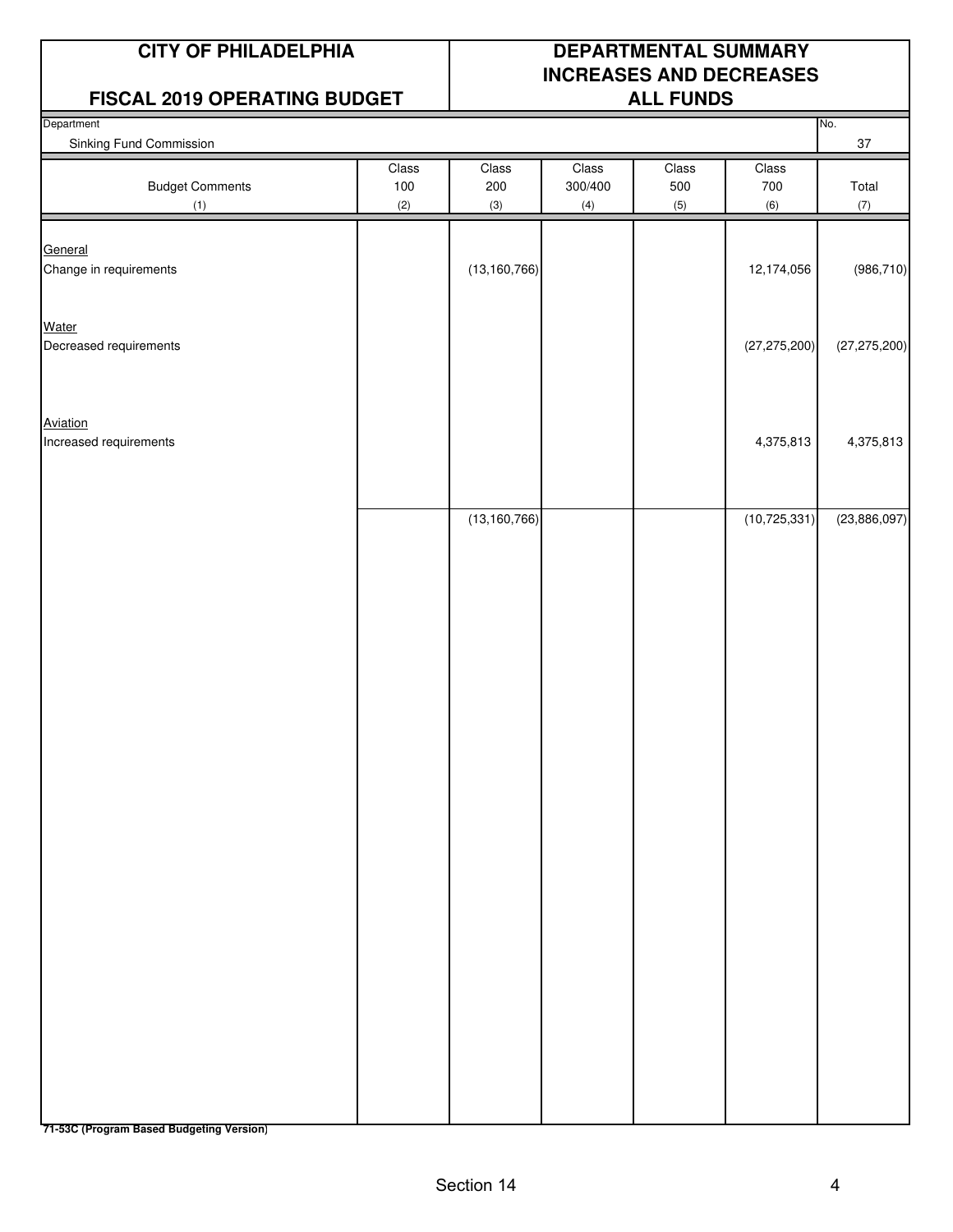| CITY OF PHILADELPHIA | DEPARTMENTAL SUMMARY INCREASES AND DECREASES |
|---|---|
| FISCAL 2019 OPERATING BUDGET | ALL FUNDS |

| Department | No. |
|---|---|
| Sinking Fund Commission | 37 |

| Budget Comments (1) | Class 100 (2) | Class 200 (3) | Class 300/400 (4) | Class 500 (5) | Class 700 (6) | Total (7) |
|---|---|---|---|---|---|---|
| General | | | | | | |
| Change in requirements | | (13,160,766) | | | 12,174,056 | (986,710) |
| Water | | | | | | |
| Decreased requirements | | | | | (27,275,200) | (27,275,200) |
| Aviation | | | | | | |
| Increased requirements | | | | | 4,375,813 | 4,375,813 |
| | | (13,160,766) | | | (10,725,331) | (23,886,097) |

**71-53C (Program Based Budgeting Version)**

Section 14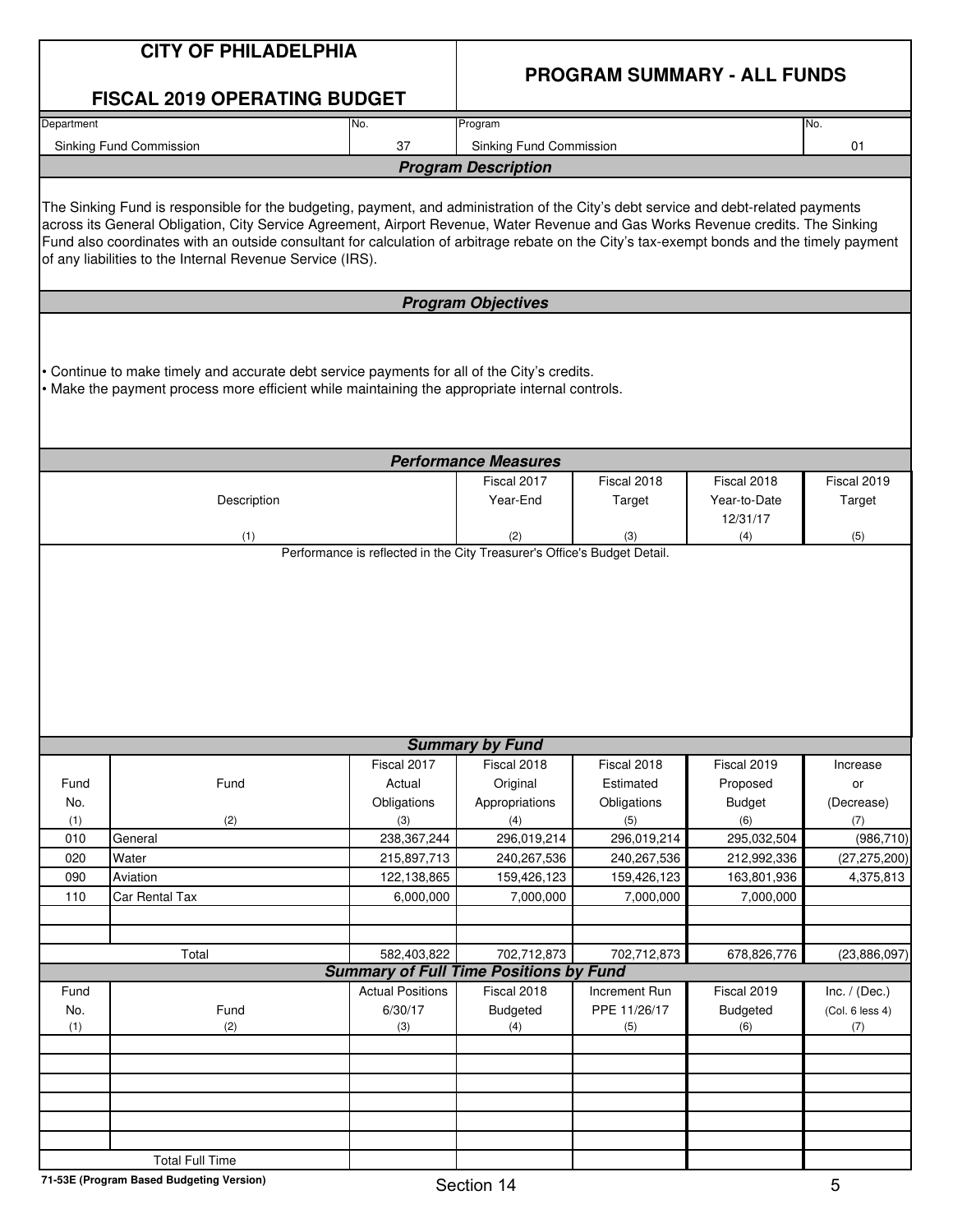# CITY OF PHILADELPHIA

## FISCAL 2019 OPERATING BUDGET

## PROGRAM SUMMARY - ALL FUNDS

| Department | No. | Program | No. |
|---|---|---|---|
| Sinking Fund Commission | 37 | Sinking Fund Commission | 01 |

### Program Description

The Sinking Fund is responsible for the budgeting, payment, and administration of the City's debt service and debt-related payments across its General Obligation, City Service Agreement, Airport Revenue, Water Revenue and Gas Works Revenue credits. The Sinking Fund also coordinates with an outside consultant for calculation of arbitrage rebate on the City's tax-exempt bonds and the timely payment of any liabilities to the Internal Revenue Service (IRS).

### Program Objectives

- Continue to make timely and accurate debt service payments for all of the City's credits.
- Make the payment process more efficient while maintaining the appropriate internal controls.

### Performance Measures

| Description | Fiscal 2017 Year-End | Fiscal 2018 Target | Fiscal 2018 Year-to-Date 12/31/17 | Fiscal 2019 Target |
|---|---|---|---|---|
| (1) | (2) | (3) | (4) | (5) |

Performance is reflected in the City Treasurer's Office's Budget Detail.

### Summary by Fund

| Fund No. | Fund | Fiscal 2017 Actual Obligations | Fiscal 2018 Original Appropriations | Fiscal 2018 Estimated Obligations | Fiscal 2019 Proposed Budget | Increase or (Decrease) |
|---|---|---|---|---|---|---|
| (1) | (2) | (3) | (4) | (5) | (6) | (7) |
| 010 | General | 238,367,244 | 296,019,214 | 296,019,214 | 295,032,504 | (986,710) |
| 020 | Water | 215,897,713 | 240,267,536 | 240,267,536 | 212,992,336 | (27,275,200) |
| 090 | Aviation | 122,138,865 | 159,426,123 | 159,426,123 | 163,801,936 | 4,375,813 |
| 110 | Car Rental Tax | 6,000,000 | 7,000,000 | 7,000,000 | 7,000,000 | |
| | | | | | | |
| | | | | | | |
| | Total | 582,403,822 | 702,712,873 | 702,712,873 | 678,826,776 | (23,886,097) |

### Summary of Full Time Positions by Fund

| Fund No. | Fund | Actual Positions 6/30/17 | Fiscal 2018 Budgeted | Increment Run PPE 11/26/17 | Fiscal 2019 Budgeted | Inc. / (Dec.) (Col. 6 less 4) |
|---|---|---|---|---|---|---|
| (1) | (2) | (3) | (4) | (5) | (6) | (7) |
| | | | | | | |
| | | | | | | |
| | | | | | | |
| | | | | | | |
| | | | | | | |
| | | | | | | |
| | Total Full Time | | | | | |

71-53E (Program Based Budgeting Version)

Section 14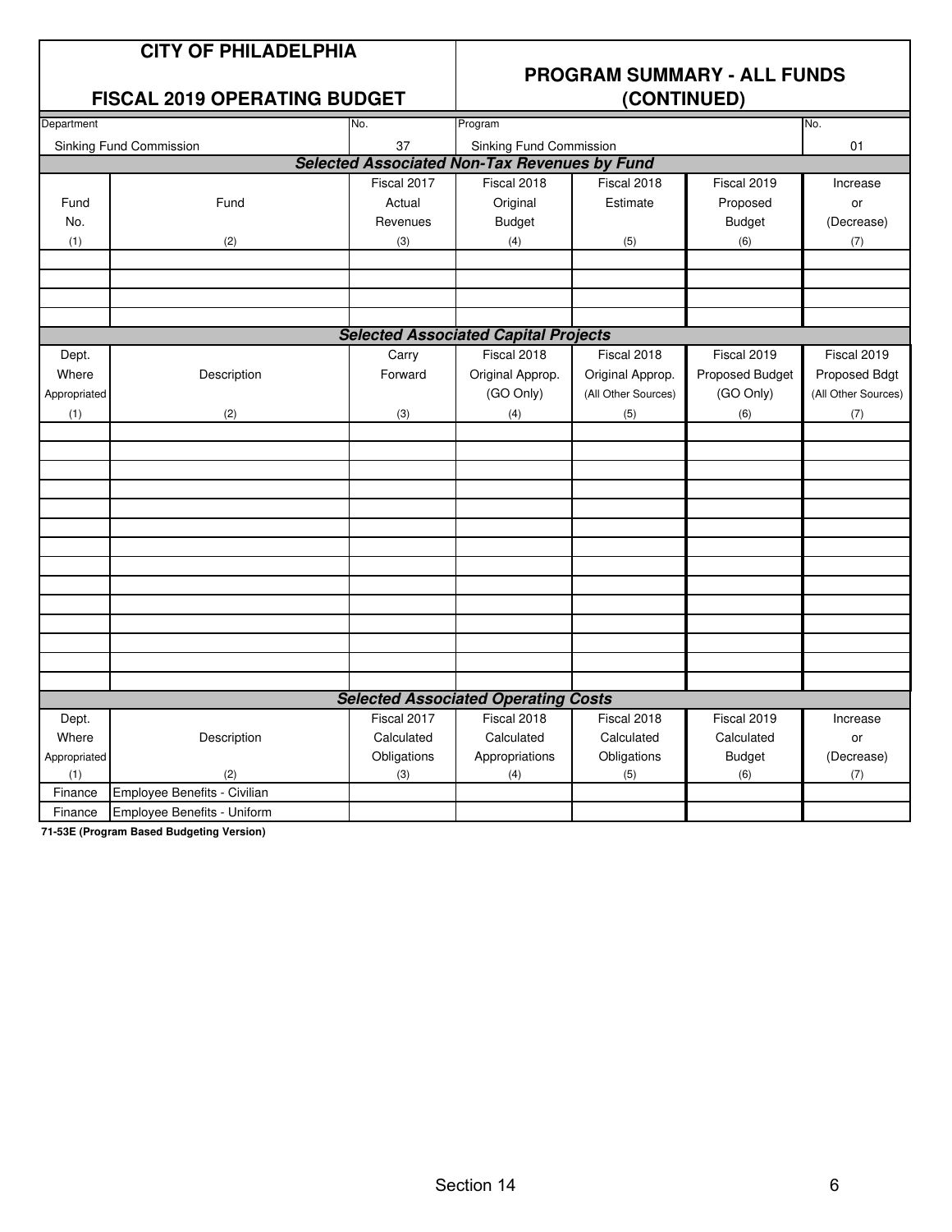# CITY OF PHILADELPHIA

## FISCAL 2019 OPERATING BUDGET

## PROGRAM SUMMARY - ALL FUNDS (CONTINUED)

| Department | No. | Program | No. |
|---|---|---|---|
| Sinking Fund Commission | 37 | Sinking Fund Commission | 01 |

### *Selected Associated Non-Tax Revenues by Fund*

| Fund No. (1) | Fund (2) | Fiscal 2017 Actual Revenues (3) | Fiscal 2018 Original Budget (4) | Fiscal 2018 Estimate (5) | Fiscal 2019 Proposed Budget (6) | Increase or (Decrease) (7) |
|---|---|---|---|---|---|---|
| | | | | | | |
| | | | | | | |
| | | | | | | |
| | | | | | | |

### *Selected Associated Capital Projects*

| Dept. Where Appropriated (1) | Description (2) | Carry Forward (3) | Fiscal 2018 Original Approp. (GO Only) (4) | Fiscal 2018 Original Approp. (All Other Sources) (5) | Fiscal 2019 Proposed Budget (GO Only) (6) | Fiscal 2019 Proposed Bdgt (All Other Sources) (7) |
|---|---|---|---|---|---|---|
| | | | | | | |
| | | | | | | |
| | | | | | | |
| | | | | | | |
| | | | | | | |
| | | | | | | |
| | | | | | | |
| | | | | | | |
| | | | | | | |
| | | | | | | |
| | | | | | | |
| | | | | | | |
| | | | | | | |
| | | | | | | |

### *Selected Associated Operating Costs*

| Dept. Where Appropriated (1) | Description (2) | Fiscal 2017 Calculated Obligations (3) | Fiscal 2018 Calculated Appropriations (4) | Fiscal 2018 Calculated Obligations (5) | Fiscal 2019 Calculated Budget (6) | Increase or (Decrease) (7) |
|---|---|---|---|---|---|---|
| Finance | Employee Benefits - Civilian | | | | | |
| Finance | Employee Benefits - Uniform | | | | | |

**71-53E (Program Based Budgeting Version)**

Section 14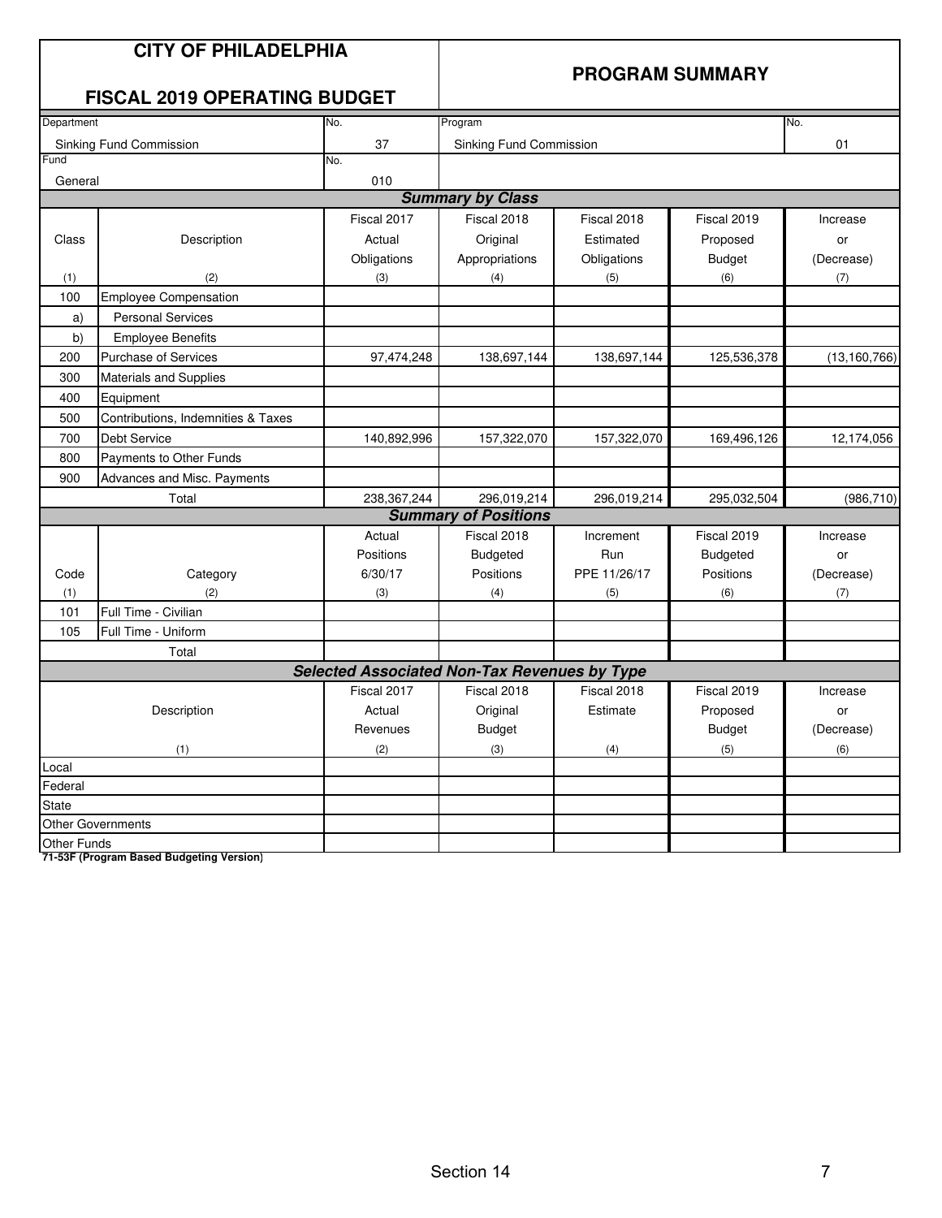# CITY OF PHILADELPHIA

## FISCAL 2019 OPERATING BUDGET

## PROGRAM SUMMARY

| Department | No. | Program | No. |
|---|---|---|---|
| Sinking Fund Commission | 37 | Sinking Fund Commission | 01 |
| **Fund** | **No.** | | |
| General | 010 | | |

### Summary by Class

| Class | Description | Fiscal 2017 Actual Obligations | Fiscal 2018 Original Appropriations | Fiscal 2018 Estimated Obligations | Fiscal 2019 Proposed Budget | Increase or (Decrease) |
|---|---|---|---|---|---|---|
| (1) | (2) | (3) | (4) | (5) | (6) | (7) |
| 100 | Employee Compensation | | | | | |
| a) | Personal Services | | | | | |
| b) | Employee Benefits | | | | | |
| 200 | Purchase of Services | 97,474,248 | 138,697,144 | 138,697,144 | 125,536,378 | (13,160,766) |
| 300 | Materials and Supplies | | | | | |
| 400 | Equipment | | | | | |
| 500 | Contributions, Indemnities & Taxes | | | | | |
| 700 | Debt Service | 140,892,996 | 157,322,070 | 157,322,070 | 169,496,126 | 12,174,056 |
| 800 | Payments to Other Funds | | | | | |
| 900 | Advances and Misc. Payments | | | | | |
| | Total | 238,367,244 | 296,019,214 | 296,019,214 | 295,032,504 | (986,710) |

### Summary of Positions

| Code | Category | Actual Positions 6/30/17 | Fiscal 2018 Budgeted Positions | Increment Run PPE 11/26/17 | Fiscal 2019 Budgeted Positions | Increase or (Decrease) |
|---|---|---|---|---|---|---|
| (1) | (2) | (3) | (4) | (5) | (6) | (7) |
| 101 | Full Time - Civilian | | | | | |
| 105 | Full Time - Uniform | | | | | |
| | Total | | | | | |

### Selected Associated Non-Tax Revenues by Type

| Description | Fiscal 2017 Actual Revenues | Fiscal 2018 Original Budget | Fiscal 2018 Estimate | Fiscal 2019 Proposed Budget | Increase or (Decrease) |
|---|---|---|---|---|---|
| (1) | (2) | (3) | (4) | (5) | (6) |
| Local | | | | | |
| Federal | | | | | |
| State | | | | | |
| Other Governments | | | | | |
| Other Funds | | | | | |

**71-53F (Program Based Budgeting Version)**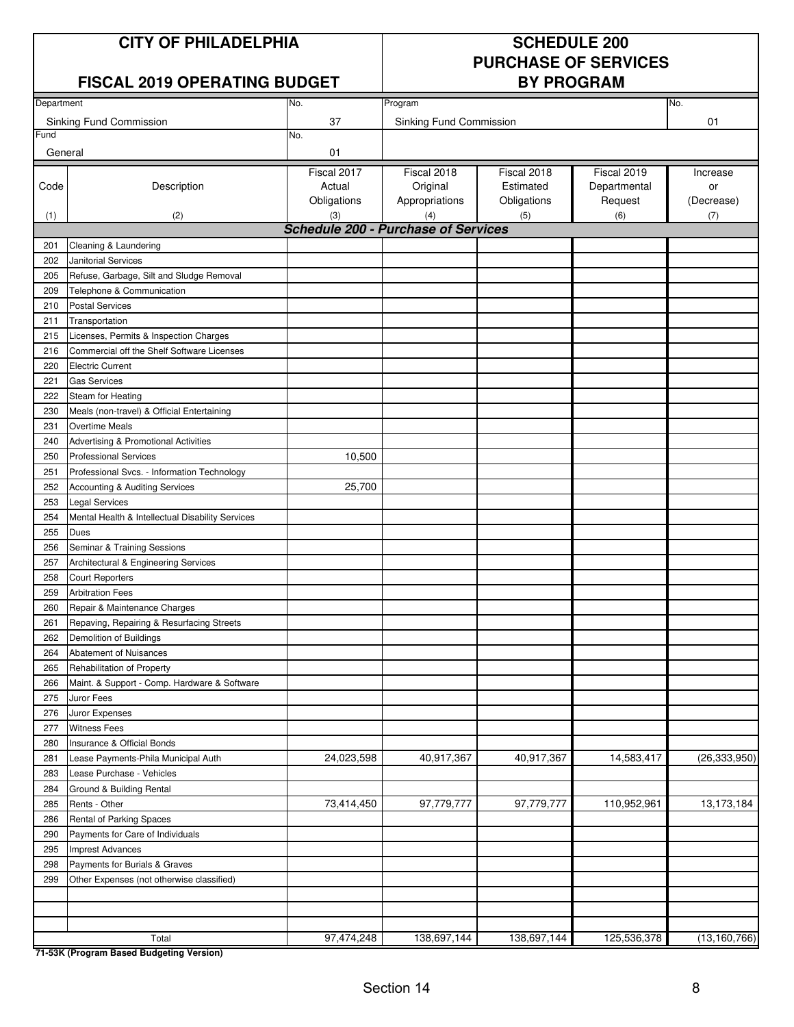| CITY OF PHILADELPHIA | | SCHEDULE 200 PURCHASE OF SERVICES BY PROGRAM | | | | |
|---|---|---|---|---|---|---|
| FISCAL 2019 OPERATING BUDGET | | | | | | |
| Department | No. | Program | | | | No. |
| Sinking Fund Commission | 37 | Sinking Fund Commission | | | | 01 |
| Fund | No. | | | | | |
| General | 01 | | | | | |

| Code (1) | Description (2) | Fiscal 2017 Actual Obligations (3) | Fiscal 2018 Original Appropriations (4) | Fiscal 2018 Estimated Obligations (5) | Fiscal 2019 Departmental Request (6) | Increase or (Decrease) (7) |
|---|---|---|---|---|---|---|
| | ***Schedule 200 - Purchase of Services*** | | | | | |
| 201 | Cleaning & Laundering | | | | | |
| 202 | Janitorial Services | | | | | |
| 205 | Refuse, Garbage, Silt and Sludge Removal | | | | | |
| 209 | Telephone & Communication | | | | | |
| 210 | Postal Services | | | | | |
| 211 | Transportation | | | | | |
| 215 | Licenses, Permits & Inspection Charges | | | | | |
| 216 | Commercial off the Shelf Software Licenses | | | | | |
| 220 | Electric Current | | | | | |
| 221 | Gas Services | | | | | |
| 222 | Steam for Heating | | | | | |
| 230 | Meals (non-travel) & Official Entertaining | | | | | |
| 231 | Overtime Meals | | | | | |
| 240 | Advertising & Promotional Activities | | | | | |
| 250 | Professional Services | 10,500 | | | | |
| 251 | Professional Svcs. - Information Technology | | | | | |
| 252 | Accounting & Auditing Services | 25,700 | | | | |
| 253 | Legal Services | | | | | |
| 254 | Mental Health & Intellectual Disability Services | | | | | |
| 255 | Dues | | | | | |
| 256 | Seminar & Training Sessions | | | | | |
| 257 | Architectural & Engineering Services | | | | | |
| 258 | Court Reporters | | | | | |
| 259 | Arbitration Fees | | | | | |
| 260 | Repair & Maintenance Charges | | | | | |
| 261 | Repaving, Repairing & Resurfacing Streets | | | | | |
| 262 | Demolition of Buildings | | | | | |
| 264 | Abatement of Nuisances | | | | | |
| 265 | Rehabilitation of Property | | | | | |
| 266 | Maint. & Support - Comp. Hardware & Software | | | | | |
| 275 | Juror Fees | | | | | |
| 276 | Juror Expenses | | | | | |
| 277 | Witness Fees | | | | | |
| 280 | Insurance & Official Bonds | | | | | |
| 281 | Lease Payments-Phila Municipal Auth | 24,023,598 | 40,917,367 | 40,917,367 | 14,583,417 | (26,333,950) |
| 283 | Lease Purchase - Vehicles | | | | | |
| 284 | Ground & Building Rental | | | | | |
| 285 | Rents - Other | 73,414,450 | 97,779,777 | 97,779,777 | 110,952,961 | 13,173,184 |
| 286 | Rental of Parking Spaces | | | | | |
| 290 | Payments for Care of Individuals | | | | | |
| 295 | Imprest Advances | | | | | |
| 298 | Payments for Burials & Graves | | | | | |
| 299 | Other Expenses (not otherwise classified) | | | | | |
| | | | | | | |
| | | | | | | |
| | | | | | | |
| | Total | 97,474,248 | 138,697,144 | 138,697,144 | 125,536,378 | (13,160,766) |

**71-53K (Program Based Budgeting Version)**

Section 14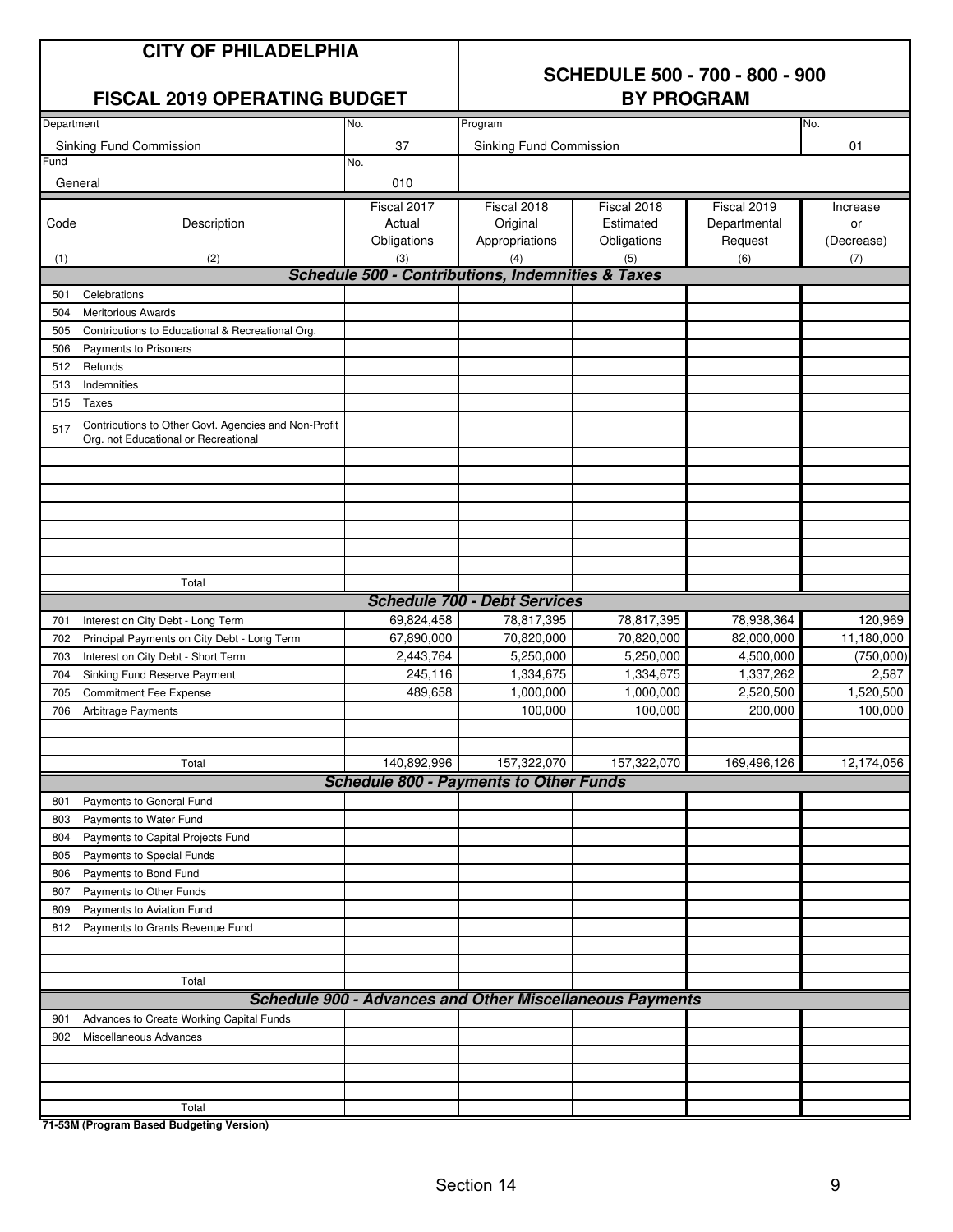# CITY OF PHILADELPHIA

## FISCAL 2019 OPERATING BUDGET

## SCHEDULE 500 - 700 - 800 - 900 BY PROGRAM

| Department | No. | Program | No. |
|---|---|---|---|
| Sinking Fund Commission | 37 | Sinking Fund Commission | 01 |
| **Fund** | **No.** | | |
| General | 010 | | |

| Code (1) | Description (2) | Fiscal 2017 Actual Obligations (3) | Fiscal 2018 Original Appropriations (4) | Fiscal 2018 Estimated Obligations (5) | Fiscal 2019 Departmental Request (6) | Increase or (Decrease) (7) |
|---|---|---|---|---|---|---|
| | ***Schedule 500 - Contributions, Indemnities & Taxes*** | | | | | |
| 501 | Celebrations | | | | | |
| 504 | Meritorious Awards | | | | | |
| 505 | Contributions to Educational & Recreational Org. | | | | | |
| 506 | Payments to Prisoners | | | | | |
| 512 | Refunds | | | | | |
| 513 | Indemnities | | | | | |
| 515 | Taxes | | | | | |
| 517 | Contributions to Other Govt. Agencies and Non-Profit Org. not Educational or Recreational | | | | | |
| | Total | | | | | |
| | ***Schedule 700 - Debt Services*** | | | | | |
| 701 | Interest on City Debt - Long Term | 69,824,458 | 78,817,395 | 78,817,395 | 78,938,364 | 120,969 |
| 702 | Principal Payments on City Debt - Long Term | 67,890,000 | 70,820,000 | 70,820,000 | 82,000,000 | 11,180,000 |
| 703 | Interest on City Debt - Short Term | 2,443,764 | 5,250,000 | 5,250,000 | 4,500,000 | (750,000) |
| 704 | Sinking Fund Reserve Payment | 245,116 | 1,334,675 | 1,334,675 | 1,337,262 | 2,587 |
| 705 | Commitment Fee Expense | 489,658 | 1,000,000 | 1,000,000 | 2,520,500 | 1,520,500 |
| 706 | Arbitrage Payments | | 100,000 | 100,000 | 200,000 | 100,000 |
| | Total | 140,892,996 | 157,322,070 | 157,322,070 | 169,496,126 | 12,174,056 |
| | ***Schedule 800 - Payments to Other Funds*** | | | | | |
| 801 | Payments to General Fund | | | | | |
| 803 | Payments to Water Fund | | | | | |
| 804 | Payments to Capital Projects Fund | | | | | |
| 805 | Payments to Special Funds | | | | | |
| 806 | Payments to Bond Fund | | | | | |
| 807 | Payments to Other Funds | | | | | |
| 809 | Payments to Aviation Fund | | | | | |
| 812 | Payments to Grants Revenue Fund | | | | | |
| | Total | | | | | |
| | ***Schedule 900 - Advances and Other Miscellaneous Payments*** | | | | | |
| 901 | Advances to Create Working Capital Funds | | | | | |
| 902 | Miscellaneous Advances | | | | | |
| | Total | | | | | |

**71-53M (Program Based Budgeting Version)**

Section 14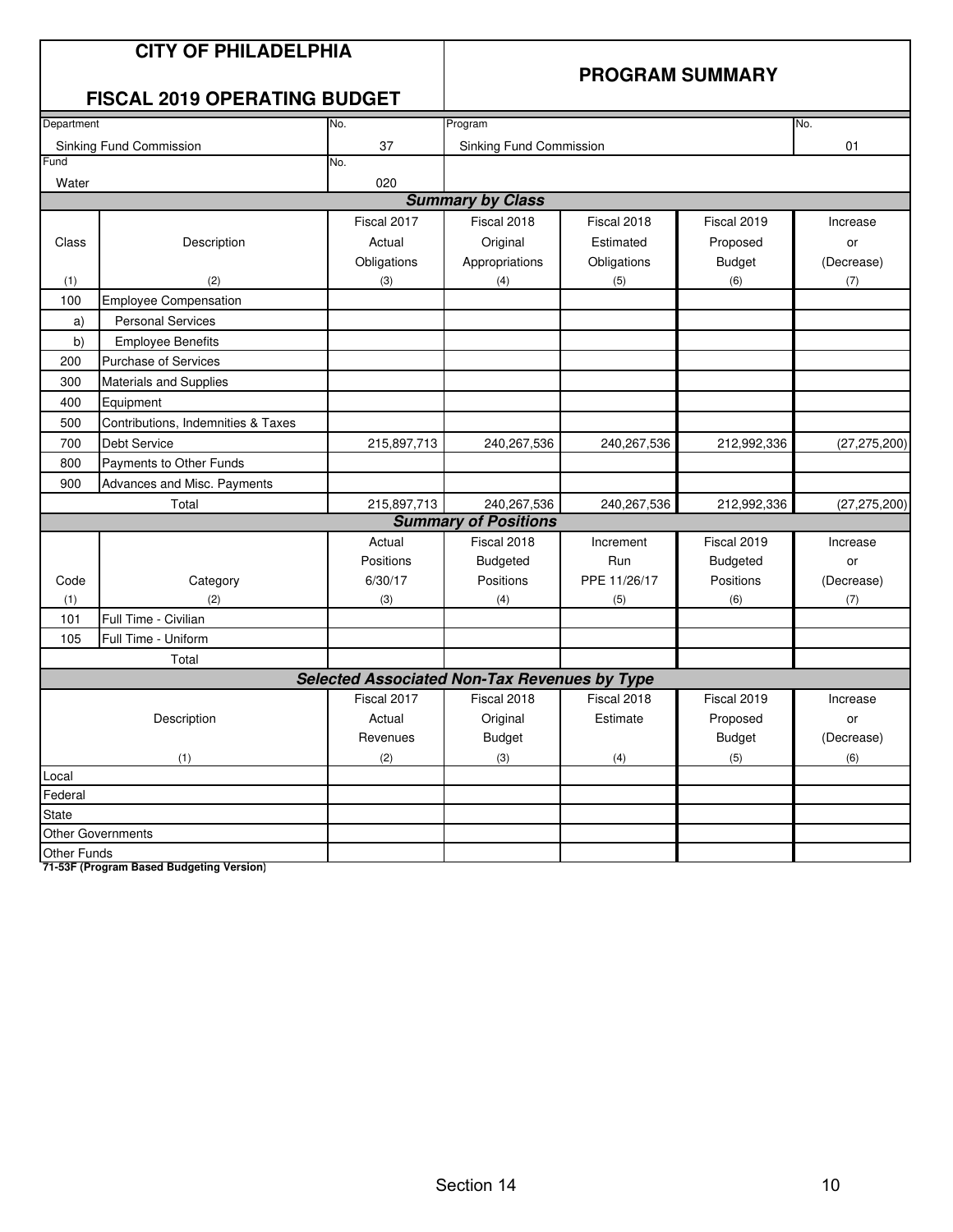# CITY OF PHILADELPHIA

## FISCAL 2019 OPERATING BUDGET

## PROGRAM SUMMARY

| Department | No. | Program | No. |
|---|---|---|---|
| Sinking Fund Commission | 37 | Sinking Fund Commission | 01 |
| Fund | No. | | |
| Water | 020 | | |

### Summary by Class

| Class | Description | Fiscal 2017 Actual Obligations | Fiscal 2018 Original Appropriations | Fiscal 2018 Estimated Obligations | Fiscal 2019 Proposed Budget | Increase or (Decrease) |
|---|---|---|---|---|---|---|
| (1) | (2) | (3) | (4) | (5) | (6) | (7) |
| 100 | Employee Compensation | | | | | |
| a) | Personal Services | | | | | |
| b) | Employee Benefits | | | | | |
| 200 | Purchase of Services | | | | | |
| 300 | Materials and Supplies | | | | | |
| 400 | Equipment | | | | | |
| 500 | Contributions, Indemnities & Taxes | | | | | |
| 700 | Debt Service | 215,897,713 | 240,267,536 | 240,267,536 | 212,992,336 | (27,275,200) |
| 800 | Payments to Other Funds | | | | | |
| 900 | Advances and Misc. Payments | | | | | |
| | Total | 215,897,713 | 240,267,536 | 240,267,536 | 212,992,336 | (27,275,200) |

### Summary of Positions

| Code | Category | Actual Positions 6/30/17 | Fiscal 2018 Budgeted Positions | Increment Run PPE 11/26/17 | Fiscal 2019 Budgeted Positions | Increase or (Decrease) |
|---|---|---|---|---|---|---|
| (1) | (2) | (3) | (4) | (5) | (6) | (7) |
| 101 | Full Time - Civilian | | | | | |
| 105 | Full Time - Uniform | | | | | |
| | Total | | | | | |

### Selected Associated Non-Tax Revenues by Type

| Description | Fiscal 2017 Actual Revenues | Fiscal 2018 Original Budget | Fiscal 2018 Estimate | Fiscal 2019 Proposed Budget | Increase or (Decrease) |
|---|---|---|---|---|---|
| (1) | (2) | (3) | (4) | (5) | (6) |
| Local | | | | | |
| Federal | | | | | |
| State | | | | | |
| Other Governments | | | | | |
| Other Funds | | | | | |

**71-53F (Program Based Budgeting Version)**

Section 14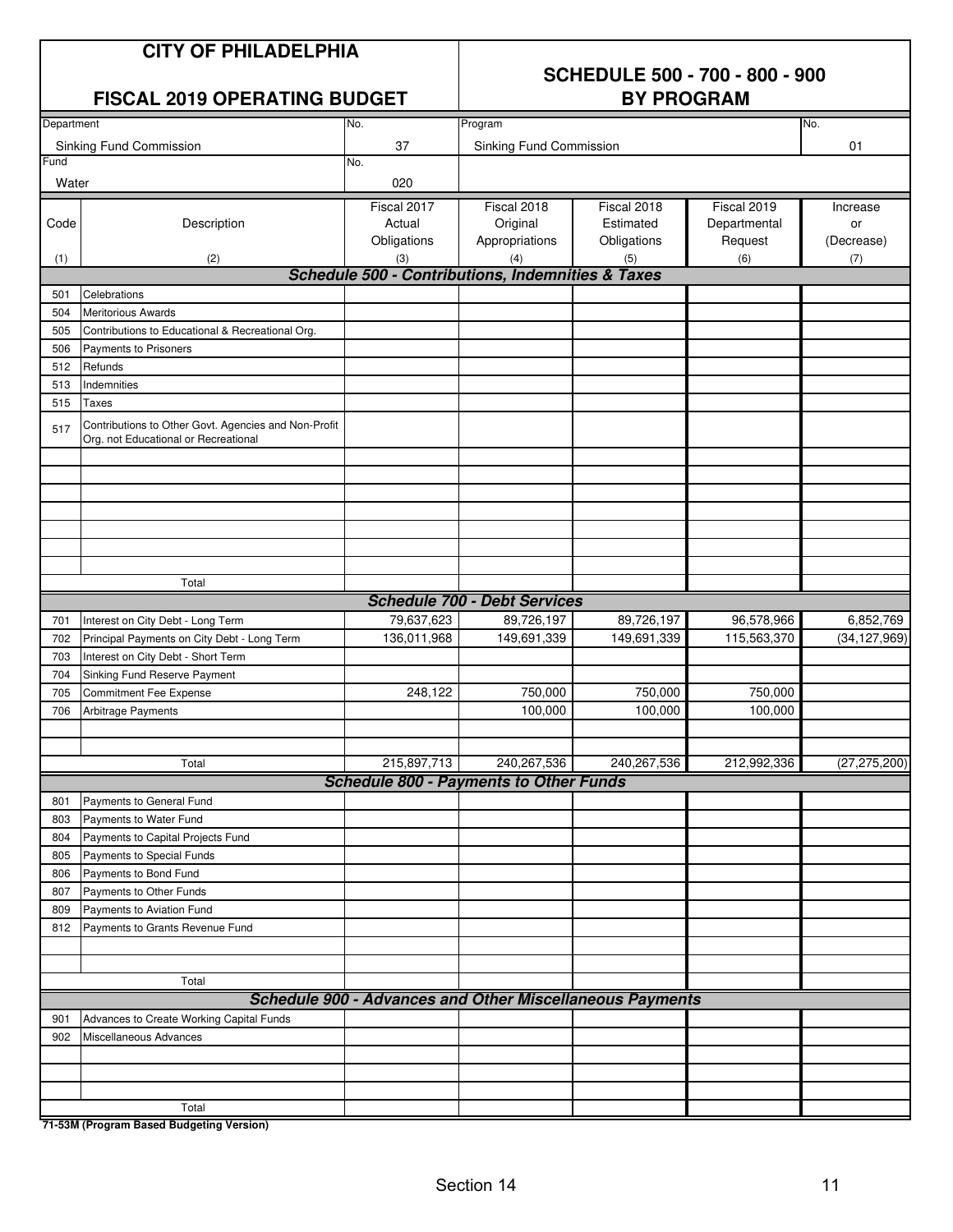# CITY OF PHILADELPHIA

## FISCAL 2019 OPERATING BUDGET

## SCHEDULE 500 - 700 - 800 - 900 BY PROGRAM

| Department | No. | Program | No. |
|---|---|---|---|
| Sinking Fund Commission | 37 | Sinking Fund Commission | 01 |
| **Fund** | **No.** | | |
| Water | 020 | | |

| Code (1) | Description (2) | Fiscal 2017 Actual Obligations (3) | Fiscal 2018 Original Appropriations (4) | Fiscal 2018 Estimated Obligations (5) | Fiscal 2019 Departmental Request (6) | Increase or (Decrease) (7) |
|---|---|---|---|---|---|---|
| | ***Schedule 500 - Contributions, Indemnities & Taxes*** | | | | | |
| 501 | Celebrations | | | | | |
| 504 | Meritorious Awards | | | | | |
| 505 | Contributions to Educational & Recreational Org. | | | | | |
| 506 | Payments to Prisoners | | | | | |
| 512 | Refunds | | | | | |
| 513 | Indemnities | | | | | |
| 515 | Taxes | | | | | |
| 517 | Contributions to Other Govt. Agencies and Non-Profit Org. not Educational or Recreational | | | | | |
| | Total | | | | | |
| | ***Schedule 700 - Debt Services*** | | | | | |
| 701 | Interest on City Debt - Long Term | 79,637,623 | 89,726,197 | 89,726,197 | 96,578,966 | 6,852,769 |
| 702 | Principal Payments on City Debt - Long Term | 136,011,968 | 149,691,339 | 149,691,339 | 115,563,370 | (34,127,969) |
| 703 | Interest on City Debt - Short Term | | | | | |
| 704 | Sinking Fund Reserve Payment | | | | | |
| 705 | Commitment Fee Expense | 248,122 | 750,000 | 750,000 | 750,000 | |
| 706 | Arbitrage Payments | | 100,000 | 100,000 | 100,000 | |
| | Total | 215,897,713 | 240,267,536 | 240,267,536 | 212,992,336 | (27,275,200) |
| | ***Schedule 800 - Payments to Other Funds*** | | | | | |
| 801 | Payments to General Fund | | | | | |
| 803 | Payments to Water Fund | | | | | |
| 804 | Payments to Capital Projects Fund | | | | | |
| 805 | Payments to Special Funds | | | | | |
| 806 | Payments to Bond Fund | | | | | |
| 807 | Payments to Other Funds | | | | | |
| 809 | Payments to Aviation Fund | | | | | |
| 812 | Payments to Grants Revenue Fund | | | | | |
| | Total | | | | | |
| | ***Schedule 900 - Advances and Other Miscellaneous Payments*** | | | | | |
| 901 | Advances to Create Working Capital Funds | | | | | |
| 902 | Miscellaneous Advances | | | | | |
| | Total | | | | | |

**71-53M (Program Based Budgeting Version)**

Section 14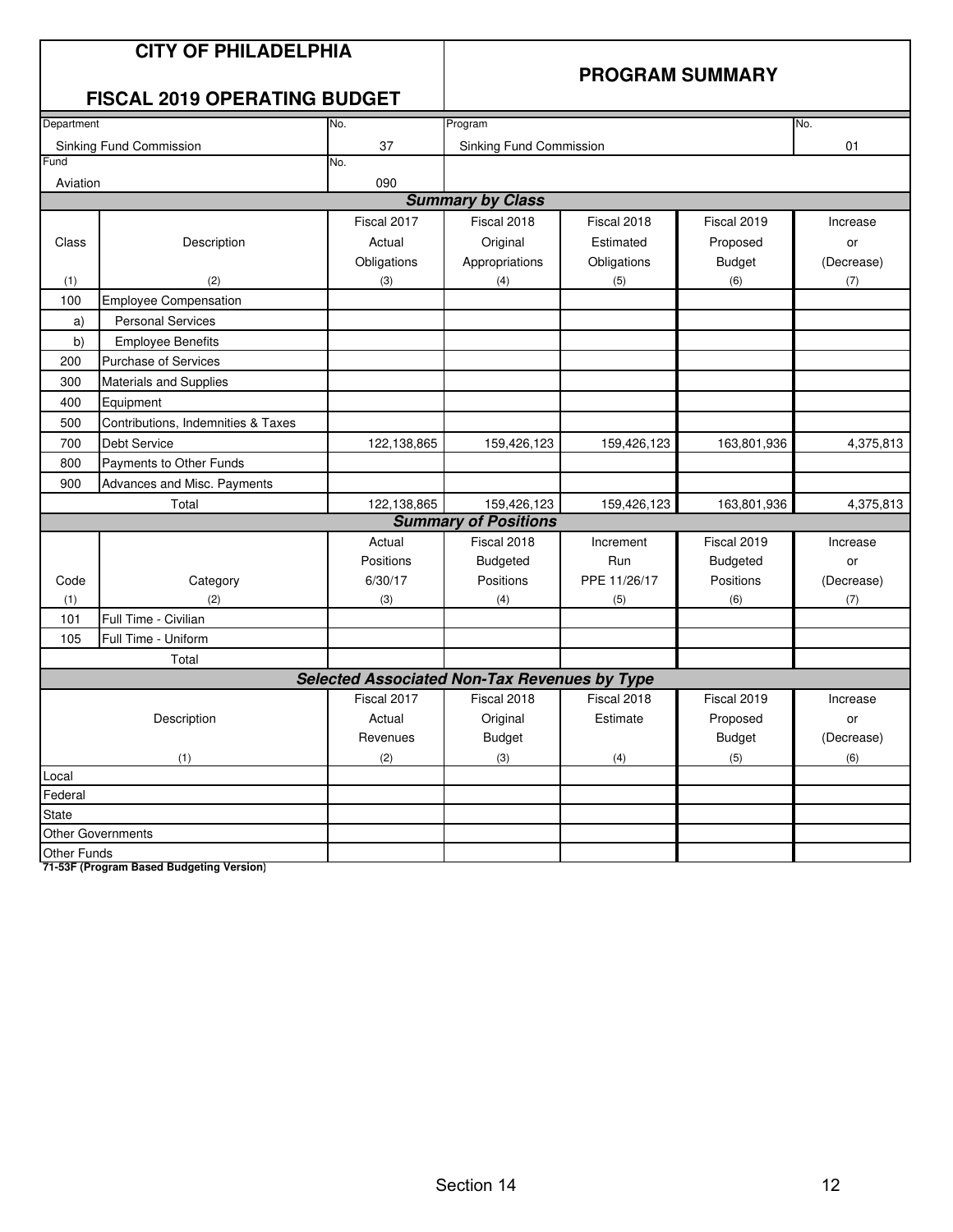# CITY OF PHILADELPHIA

## FISCAL 2019 OPERATING BUDGET

## PROGRAM SUMMARY

| Department | No. | Program | No. |
|---|---|---|---|
| Sinking Fund Commission | 37 | Sinking Fund Commission | 01 |
| Fund | No. | | |
| Aviation | 090 | | |

### Summary by Class

| Class | Description | Fiscal 2017 Actual Obligations | Fiscal 2018 Original Appropriations | Fiscal 2018 Estimated Obligations | Fiscal 2019 Proposed Budget | Increase or (Decrease) |
|---|---|---|---|---|---|---|
| (1) | (2) | (3) | (4) | (5) | (6) | (7) |
| 100 | Employee Compensation | | | | | |
| a) | Personal Services | | | | | |
| b) | Employee Benefits | | | | | |
| 200 | Purchase of Services | | | | | |
| 300 | Materials and Supplies | | | | | |
| 400 | Equipment | | | | | |
| 500 | Contributions, Indemnities & Taxes | | | | | |
| 700 | Debt Service | 122,138,865 | 159,426,123 | 159,426,123 | 163,801,936 | 4,375,813 |
| 800 | Payments to Other Funds | | | | | |
| 900 | Advances and Misc. Payments | | | | | |
| | Total | 122,138,865 | 159,426,123 | 159,426,123 | 163,801,936 | 4,375,813 |

### Summary of Positions

| Code | Category | Actual Positions 6/30/17 | Fiscal 2018 Budgeted Positions | Increment Run PPE 11/26/17 | Fiscal 2019 Budgeted Positions | Increase or (Decrease) |
|---|---|---|---|---|---|---|
| (1) | (2) | (3) | (4) | (5) | (6) | (7) |
| 101 | Full Time - Civilian | | | | | |
| 105 | Full Time - Uniform | | | | | |
| | Total | | | | | |

### Selected Associated Non-Tax Revenues by Type

| Description | Fiscal 2017 Actual Revenues | Fiscal 2018 Original Budget | Fiscal 2018 Estimate | Fiscal 2019 Proposed Budget | Increase or (Decrease) |
|---|---|---|---|---|---|
| (1) | (2) | (3) | (4) | (5) | (6) |
| Local | | | | | |
| Federal | | | | | |
| State | | | | | |
| Other Governments | | | | | |
| Other Funds | | | | | |

**71-53F (Program Based Budgeting Version)**

Section 14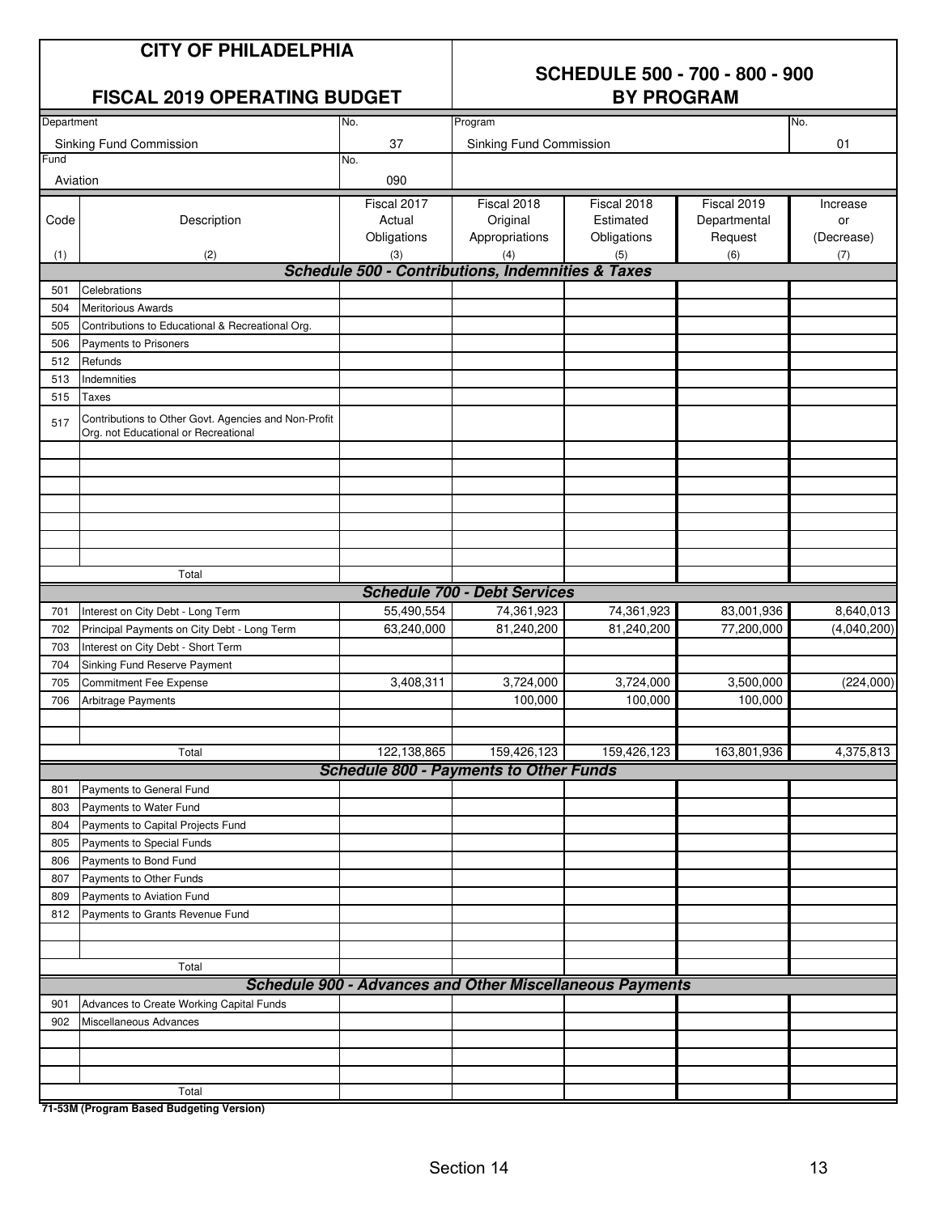# CITY OF PHILADELPHIA

## FISCAL 2019 OPERATING BUDGET

## SCHEDULE 500 - 700 - 800 - 900 BY PROGRAM

| Department | No. | Program | No. |
|---|---|---|---|
| Sinking Fund Commission | 37 | Sinking Fund Commission | 01 |
| **Fund** | **No.** | | |
| Aviation | 090 | | |

| Code (1) | Description (2) | Fiscal 2017 Actual Obligations (3) | Fiscal 2018 Original Appropriations (4) | Fiscal 2018 Estimated Obligations (5) | Fiscal 2019 Departmental Request (6) | Increase or (Decrease) (7) |
|---|---|---|---|---|---|---|
| | ***Schedule 500 - Contributions, Indemnities & Taxes*** | | | | | |
| 501 | Celebrations | | | | | |
| 504 | Meritorious Awards | | | | | |
| 505 | Contributions to Educational & Recreational Org. | | | | | |
| 506 | Payments to Prisoners | | | | | |
| 512 | Refunds | | | | | |
| 513 | Indemnities | | | | | |
| 515 | Taxes | | | | | |
| 517 | Contributions to Other Govt. Agencies and Non-Profit Org. not Educational or Recreational | | | | | |
| | Total | | | | | |
| | ***Schedule 700 - Debt Services*** | | | | | |
| 701 | Interest on City Debt - Long Term | 55,490,554 | 74,361,923 | 74,361,923 | 83,001,936 | 8,640,013 |
| 702 | Principal Payments on City Debt - Long Term | 63,240,000 | 81,240,200 | 81,240,200 | 77,200,000 | (4,040,200) |
| 703 | Interest on City Debt - Short Term | | | | | |
| 704 | Sinking Fund Reserve Payment | | | | | |
| 705 | Commitment Fee Expense | 3,408,311 | 3,724,000 | 3,724,000 | 3,500,000 | (224,000) |
| 706 | Arbitrage Payments | | 100,000 | 100,000 | 100,000 | |
| | Total | 122,138,865 | 159,426,123 | 159,426,123 | 163,801,936 | 4,375,813 |
| | ***Schedule 800 - Payments to Other Funds*** | | | | | |
| 801 | Payments to General Fund | | | | | |
| 803 | Payments to Water Fund | | | | | |
| 804 | Payments to Capital Projects Fund | | | | | |
| 805 | Payments to Special Funds | | | | | |
| 806 | Payments to Bond Fund | | | | | |
| 807 | Payments to Other Funds | | | | | |
| 809 | Payments to Aviation Fund | | | | | |
| 812 | Payments to Grants Revenue Fund | | | | | |
| | Total | | | | | |
| | ***Schedule 900 - Advances and Other Miscellaneous Payments*** | | | | | |
| 901 | Advances to Create Working Capital Funds | | | | | |
| 902 | Miscellaneous Advances | | | | | |
| | Total | | | | | |

**71-53M (Program Based Budgeting Version)**

Section 14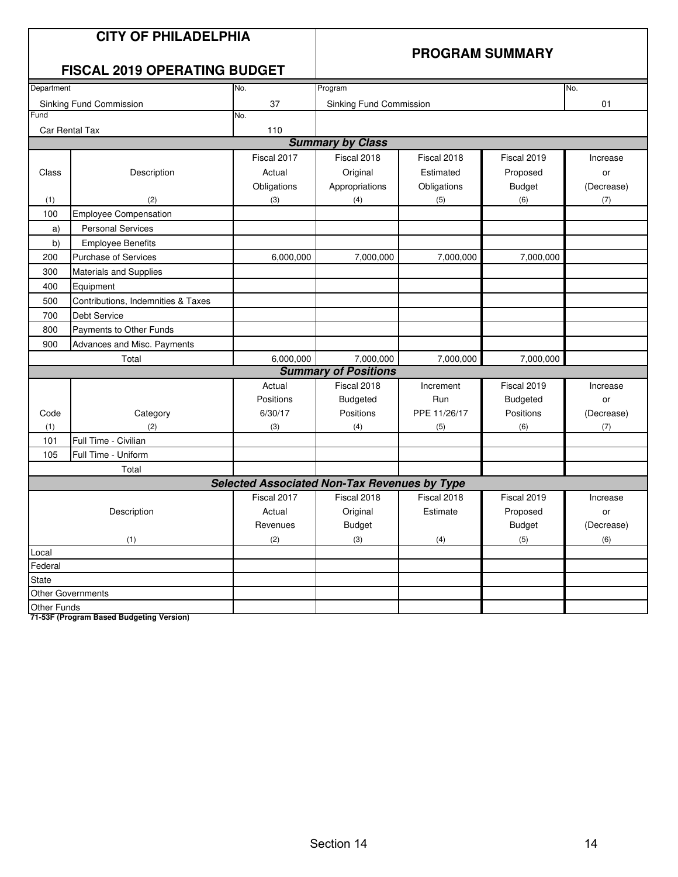# CITY OF PHILADELPHIA

## FISCAL 2019 OPERATING BUDGET

## PROGRAM SUMMARY

| Department | No. | Program | No. |
|---|---|---|---|
| Sinking Fund Commission | 37 | Sinking Fund Commission | 01 |
| Fund | No. | | |
| Car Rental Tax | 110 | | |

### Summary by Class

| Class | Description | Fiscal 2017 Actual Obligations | Fiscal 2018 Original Appropriations | Fiscal 2018 Estimated Obligations | Fiscal 2019 Proposed Budget | Increase or (Decrease) |
|---|---|---|---|---|---|---|
| (1) | (2) | (3) | (4) | (5) | (6) | (7) |
| 100 | Employee Compensation | | | | | |
| a) | Personal Services | | | | | |
| b) | Employee Benefits | | | | | |
| 200 | Purchase of Services | 6,000,000 | 7,000,000 | 7,000,000 | 7,000,000 | |
| 300 | Materials and Supplies | | | | | |
| 400 | Equipment | | | | | |
| 500 | Contributions, Indemnities & Taxes | | | | | |
| 700 | Debt Service | | | | | |
| 800 | Payments to Other Funds | | | | | |
| 900 | Advances and Misc. Payments | | | | | |
| | Total | 6,000,000 | 7,000,000 | 7,000,000 | 7,000,000 | |

### Summary of Positions

| Code | Category | Actual Positions 6/30/17 | Fiscal 2018 Budgeted Positions | Increment Run PPE 11/26/17 | Fiscal 2019 Budgeted Positions | Increase or (Decrease) |
|---|---|---|---|---|---|---|
| (1) | (2) | (3) | (4) | (5) | (6) | (7) |
| 101 | Full Time - Civilian | | | | | |
| 105 | Full Time - Uniform | | | | | |
| | Total | | | | | |

### Selected Associated Non-Tax Revenues by Type

| Description | Fiscal 2017 Actual Revenues | Fiscal 2018 Original Budget | Fiscal 2018 Estimate | Fiscal 2019 Proposed Budget | Increase or (Decrease) |
|---|---|---|---|---|---|
| (1) | (2) | (3) | (4) | (5) | (6) |
| Local | | | | | |
| Federal | | | | | |
| State | | | | | |
| Other Governments | | | | | |
| Other Funds | | | | | |

**71-53F (Program Based Budgeting Version)**

Section 14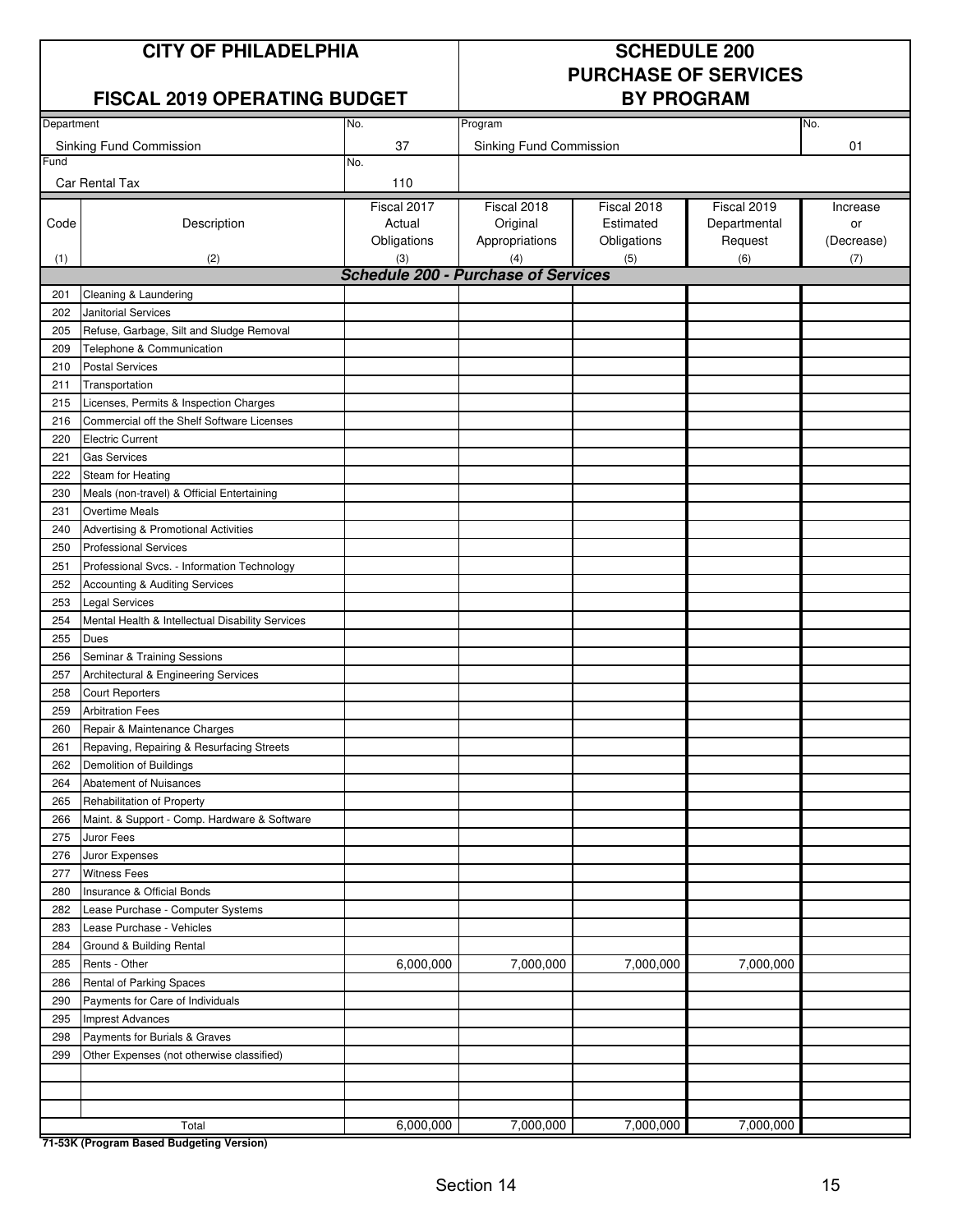| CITY OF PHILADELPHIA | | SCHEDULE 200 | |
|---|---|---|---|
| FISCAL 2019 OPERATING BUDGET | | PURCHASE OF SERVICES BY PROGRAM | |
| Department: Sinking Fund Commission | No. 37 | Program: Sinking Fund Commission | No. 01 |
| Fund: Car Rental Tax | No. 110 | | |

| Code (1) | Description (2) | Fiscal 2017 Actual Obligations (3) | Fiscal 2018 Original Appropriations (4) | Fiscal 2018 Estimated Obligations (5) | Fiscal 2019 Departmental Request (6) | Increase or (Decrease) (7) |
|---|---|---|---|---|---|---|
| | ***Schedule 200 - Purchase of Services*** | | | | | |
| 201 | Cleaning & Laundering | | | | | |
| 202 | Janitorial Services | | | | | |
| 205 | Refuse, Garbage, Silt and Sludge Removal | | | | | |
| 209 | Telephone & Communication | | | | | |
| 210 | Postal Services | | | | | |
| 211 | Transportation | | | | | |
| 215 | Licenses, Permits & Inspection Charges | | | | | |
| 216 | Commercial off the Shelf Software Licenses | | | | | |
| 220 | Electric Current | | | | | |
| 221 | Gas Services | | | | | |
| 222 | Steam for Heating | | | | | |
| 230 | Meals (non-travel) & Official Entertaining | | | | | |
| 231 | Overtime Meals | | | | | |
| 240 | Advertising & Promotional Activities | | | | | |
| 250 | Professional Services | | | | | |
| 251 | Professional Svcs. - Information Technology | | | | | |
| 252 | Accounting & Auditing Services | | | | | |
| 253 | Legal Services | | | | | |
| 254 | Mental Health & Intellectual Disability Services | | | | | |
| 255 | Dues | | | | | |
| 256 | Seminar & Training Sessions | | | | | |
| 257 | Architectural & Engineering Services | | | | | |
| 258 | Court Reporters | | | | | |
| 259 | Arbitration Fees | | | | | |
| 260 | Repair & Maintenance Charges | | | | | |
| 261 | Repaving, Repairing & Resurfacing Streets | | | | | |
| 262 | Demolition of Buildings | | | | | |
| 264 | Abatement of Nuisances | | | | | |
| 265 | Rehabilitation of Property | | | | | |
| 266 | Maint. & Support - Comp. Hardware & Software | | | | | |
| 275 | Juror Fees | | | | | |
| 276 | Juror Expenses | | | | | |
| 277 | Witness Fees | | | | | |
| 280 | Insurance & Official Bonds | | | | | |
| 282 | Lease Purchase - Computer Systems | | | | | |
| 283 | Lease Purchase - Vehicles | | | | | |
| 284 | Ground & Building Rental | | | | | |
| 285 | Rents - Other | 6,000,000 | 7,000,000 | 7,000,000 | 7,000,000 | |
| 286 | Rental of Parking Spaces | | | | | |
| 290 | Payments for Care of Individuals | | | | | |
| 295 | Imprest Advances | | | | | |
| 298 | Payments for Burials & Graves | | | | | |
| 299 | Other Expenses (not otherwise classified) | | | | | |
| | | | | | | |
| | | | | | | |
| | | | | | | |
| | Total | 6,000,000 | 7,000,000 | 7,000,000 | 7,000,000 | |

**71-53K (Program Based Budgeting Version)**

Section 14